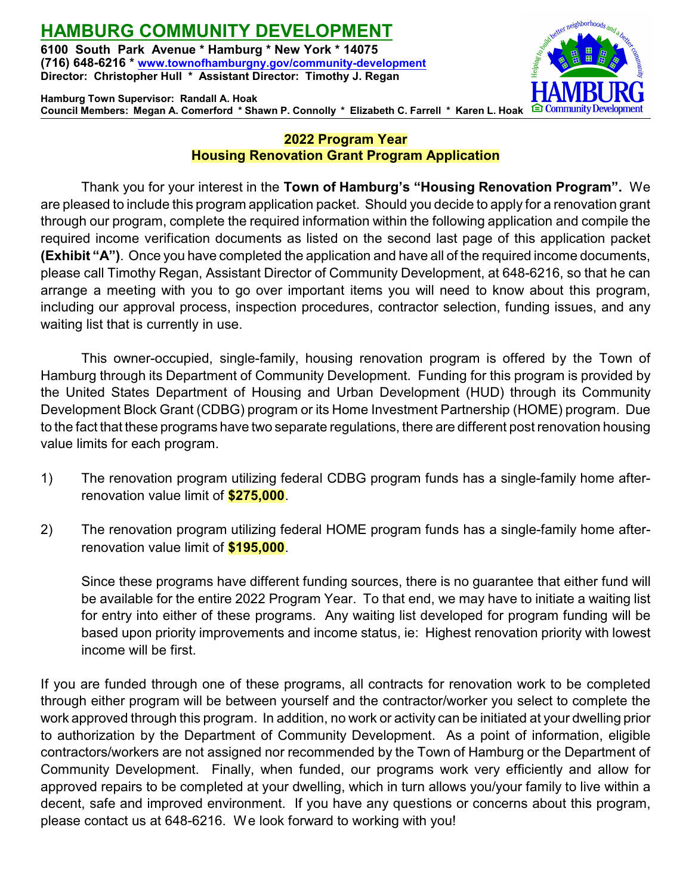# HAMBURG COMMUNITY DEVELOPMENT

**6100 South Park Avenue * Hamburg * New York * 14075**
**(716) 648-6216 * www.townofhamburgny.gov/community-development**
**Director: Christopher Hull * Assistant Director: Timothy J. Regan**

**Hamburg Town Supervisor: Randall A. Hoak**
**Council Members: Megan A. Comerford * Shawn P. Connolly * Elizabeth C. Farrell * Karen L. Hoak**

## 2022 Program Year
## Housing Renovation Grant Program Application

Thank you for your interest in the **Town of Hamburg's "Housing Renovation Program".** We are pleased to include this program application packet. Should you decide to apply for a renovation grant through our program, complete the required information within the following application and compile the required income verification documents as listed on the second last page of this application packet **(Exhibit "A")**. Once you have completed the application and have all of the required income documents, please call Timothy Regan, Assistant Director of Community Development, at 648-6216, so that he can arrange a meeting with you to go over important items you will need to know about this program, including our approval process, inspection procedures, contractor selection, funding issues, and any waiting list that is currently in use.

This owner-occupied, single-family, housing renovation program is offered by the Town of Hamburg through its Department of Community Development. Funding for this program is provided by the United States Department of Housing and Urban Development (HUD) through its Community Development Block Grant (CDBG) program or its Home Investment Partnership (HOME) program. Due to the fact that these programs have two separate regulations, there are different post renovation housing value limits for each program.

1) The renovation program utilizing federal CDBG program funds has a single-family home after-renovation value limit of **$275,000**.

2) The renovation program utilizing federal HOME program funds has a single-family home after-renovation value limit of **$195,000**.

   Since these programs have different funding sources, there is no guarantee that either fund will be available for the entire 2022 Program Year. To that end, we may have to initiate a waiting list for entry into either of these programs. Any waiting list developed for program funding will be based upon priority improvements and income status, ie: Highest renovation priority with lowest income will be first.

If you are funded through one of these programs, all contracts for renovation work to be completed through either program will be between yourself and the contractor/worker you select to complete the work approved through this program. In addition, no work or activity can be initiated at your dwelling prior to authorization by the Department of Community Development. As a point of information, eligible contractors/workers are not assigned nor recommended by the Town of Hamburg or the Department of Community Development. Finally, when funded, our programs work very efficiently and allow for approved repairs to be completed at your dwelling, which in turn allows you/your family to live within a decent, safe and improved environment. If you have any questions or concerns about this program, please contact us at 648-6216. We look forward to working with you!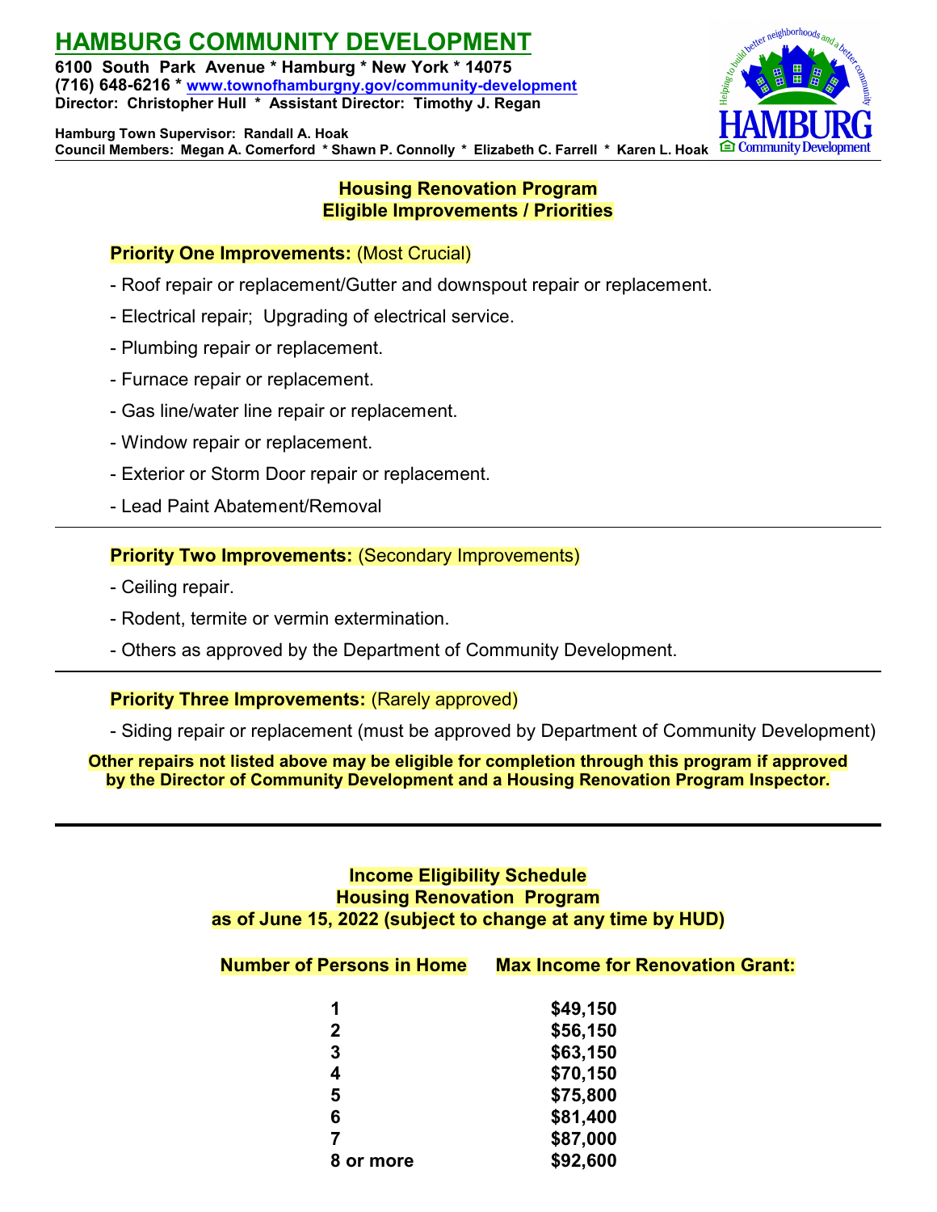# HAMBURG COMMUNITY DEVELOPMENT

**6100 South Park Avenue * Hamburg * New York * 14075**
**(716) 648-6216 * www.townofhamburgny.gov/community-development**
**Director: Christopher Hull * Assistant Director: Timothy J. Regan**

**Hamburg Town Supervisor: Randall A. Hoak**
**Council Members: Megan A. Comerford * Shawn P. Connolly * Elizabeth C. Farrell * Karen L. Hoak**

## Housing Renovation Program
## Eligible Improvements / Priorities

**Priority One Improvements:** (Most Crucial)

- Roof repair or replacement/Gutter and downspout repair or replacement.
- Electrical repair; Upgrading of electrical service.
- Plumbing repair or replacement.
- Furnace repair or replacement.
- Gas line/water line repair or replacement.
- Window repair or replacement.
- Exterior or Storm Door repair or replacement.
- Lead Paint Abatement/Removal

---

**Priority Two Improvements:** (Secondary Improvements)

- Ceiling repair.
- Rodent, termite or vermin extermination.
- Others as approved by the Department of Community Development.

---

**Priority Three Improvements:** (Rarely approved)

- Siding repair or replacement (must be approved by Department of Community Development)

**Other repairs not listed above may be eligible for completion through this program if approved by the Director of Community Development and a Housing Renovation Program Inspector.**

---

## Income Eligibility Schedule
## Housing Renovation Program
## as of June 15, 2022 (subject to change at any time by HUD)

| Number of Persons in Home | Max Income for Renovation Grant: |
|---|---|
| 1 | $49,150 |
| 2 | $56,150 |
| 3 | $63,150 |
| 4 | $70,150 |
| 5 | $75,800 |
| 6 | $81,400 |
| 7 | $87,000 |
| 8 or more | $92,600 |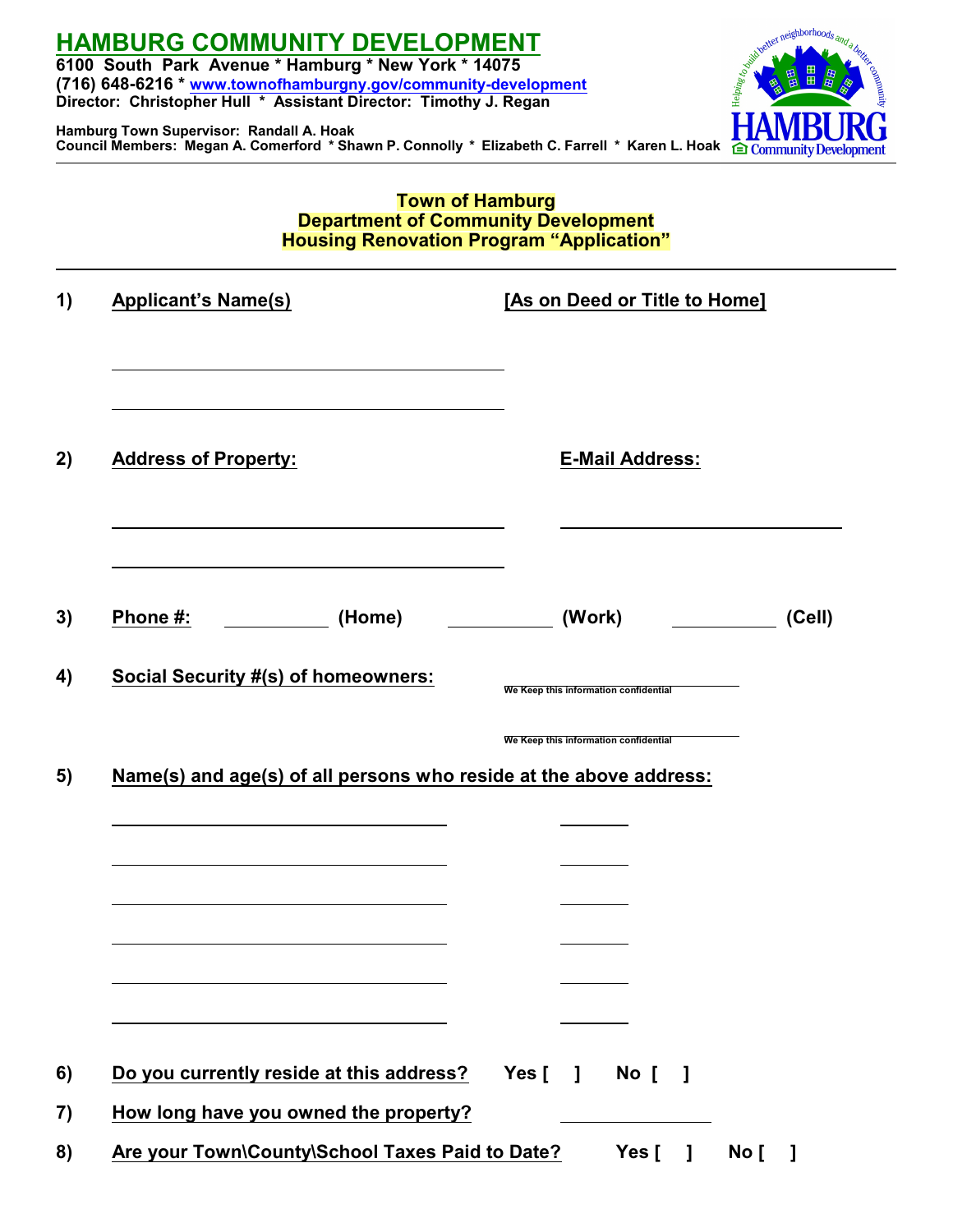# HAMBURG COMMUNITY DEVELOPMENT

**6100 South Park Avenue * Hamburg * New York * 14075**
**(716) 648-6216 * www.townofhamburgny.gov/community-development**
**Director: Christopher Hull * Assistant Director: Timothy J. Regan**

**Hamburg Town Supervisor: Randall A. Hoak**
**Council Members: Megan A. Comerford * Shawn P. Connolly * Elizabeth C. Farrell * Karen L. Hoak**

---

**Town of Hamburg**
**Department of Community Development**
**Housing Renovation Program "Application"**

---

**1) Applicant's Name(s)** **[As on Deed or Title to Home]**

______________________________

______________________________

**2) Address of Property:** **E-Mail Address:**

______________________________ ______________________________

______________________________

**3) Phone #:** __________ **(Home)** __________ **(Work)** __________ **(Cell)**

**4) Social Security #(s) of homeowners:**

We Keep this information confidential ______________________________

We Keep this information confidential ______________________________

**5) Name(s) and age(s) of all persons who reside at the above address:**

______________________________ ________

______________________________ ________

______________________________ ________

______________________________ ________

______________________________ ________

______________________________ ________

**6) Do you currently reside at this address?** Yes [ ] No [ ]

**7) How long have you owned the property?** ______________

**8) Are your Town\County\School Taxes Paid to Date?** Yes [ ] No [ ]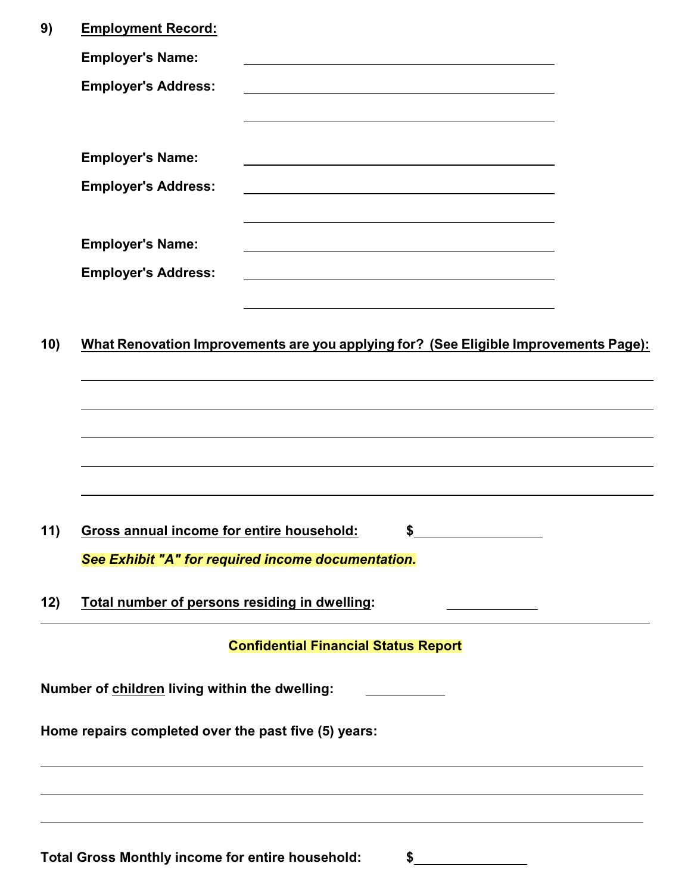**9) <u>Employment Record:</u>**

**Employer's Name:** ______________________________

**Employer's Address:** ______________________________

______________________________

**Employer's Name:** ______________________________

**Employer's Address:** ______________________________

______________________________

**Employer's Name:** ______________________________

**Employer's Address:** ______________________________

______________________________

**10) <u>What Renovation Improvements are you applying for? (See Eligible Improvements Page):</u>**

______________________________________________________________

______________________________________________________________

______________________________________________________________

______________________________________________________________

______________________________________________________________

**11) <u>Gross annual income for entire household:</u>** $______________

***See Exhibit "A" for required income documentation.***

**12) <u>Total number of persons residing in dwelling</u>:** __________

---

**Confidential Financial Status Report**

**Number of <u>children</u> living within the dwelling:** __________

**Home repairs completed over the past five (5) years:**

______________________________________________________________

______________________________________________________________

______________________________________________________________

**Total Gross Monthly income for entire household:** $______________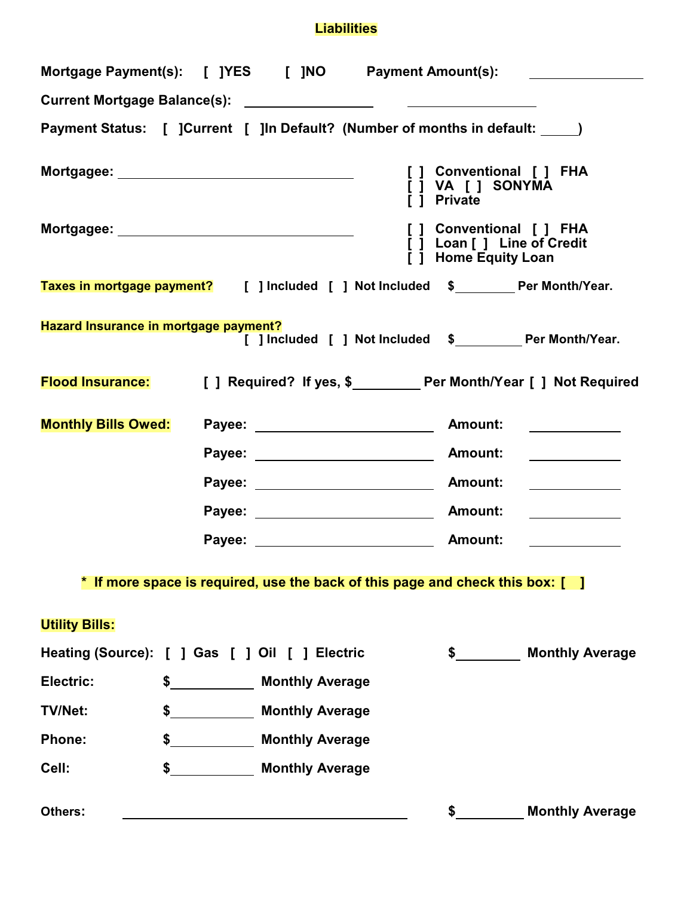## Liabilities

**Mortgage Payment(s):** [ ]YES [ ]NO **Payment Amount(s):** ________________

**Current Mortgage Balance(s):** ________________ ________________

**Payment Status:** [ ]Current [ ]In Default? (Number of months in default: _____)

**Mortgagee:** ________________________________ [ ] Conventional [ ] FHA [ ] VA [ ] SONYMA [ ] Private

**Mortgagee:** ________________________________ [ ] Conventional [ ] FHA [ ] Loan [ ] Line of Credit [ ] Home Equity Loan

**Taxes in mortgage payment?** [ ] Included [ ] Not Included $________ Per Month/Year.

**Hazard Insurance in mortgage payment?** [ ] Included [ ] Not Included $________ Per Month/Year.

**Flood Insurance:** [ ] Required? If yes, $________ Per Month/Year [ ] Not Required

**Monthly Bills Owed:**

Payee: ________________________ Amount: ____________

Payee: ________________________ Amount: ____________

Payee: ________________________ Amount: ____________

Payee: ________________________ Amount: ____________

Payee: ________________________ Amount: ____________

**\* If more space is required, use the back of this page and check this box: [ ]**

**Utility Bills:**

**Heating (Source):** [ ] Gas [ ] Oil [ ] Electric $________ Monthly Average

**Electric:** $__________ Monthly Average

**TV/Net:** $__________ Monthly Average

**Phone:** $__________ Monthly Average

**Cell:** $__________ Monthly Average

**Others:** ____________________________________ $________ Monthly Average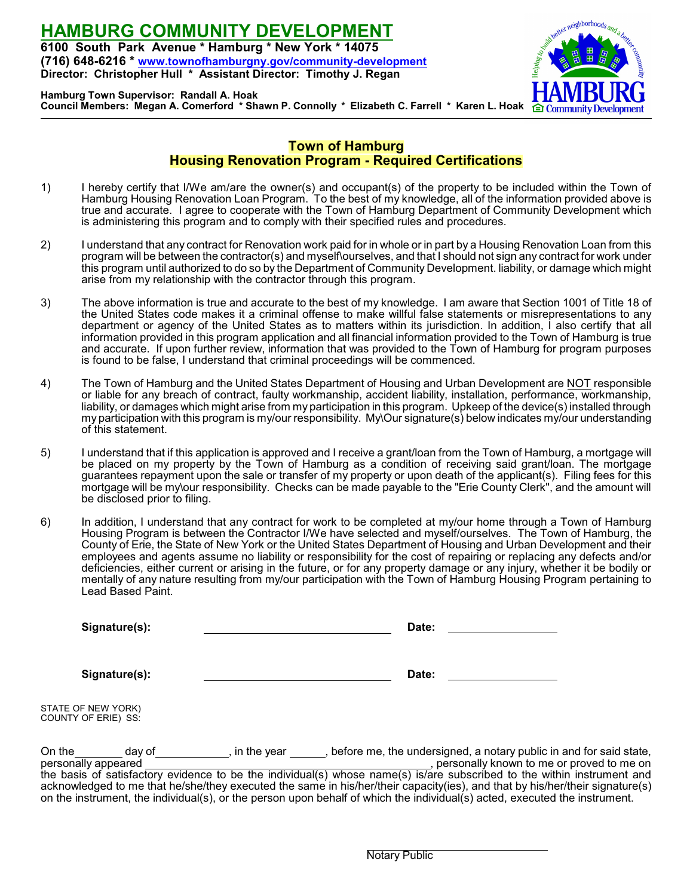# HAMBURG COMMUNITY DEVELOPMENT

**6100 South Park Avenue * Hamburg * New York * 14075**
**(716) 648-6216 * www.townofhamburgny.gov/community-development**
**Director: Christopher Hull * Assistant Director: Timothy J. Regan**

**Hamburg Town Supervisor: Randall A. Hoak**
**Council Members: Megan A. Comerford * Shawn P. Connolly * Elizabeth C. Farrell * Karen L. Hoak**

Helping to build better neighborhoods and a better community
HAMBURG Community Development

## Town of Hamburg
## Housing Renovation Program - Required Certifications

1) I hereby certify that I/We am/are the owner(s) and occupant(s) of the property to be included within the Town of Hamburg Housing Renovation Loan Program. To the best of my knowledge, all of the information provided above is true and accurate. I agree to cooperate with the Town of Hamburg Department of Community Development which is administering this program and to comply with their specified rules and procedures.

2) I understand that any contract for Renovation work paid for in whole or in part by a Housing Renovation Loan from this program will be between the contractor(s) and myself\ourselves, and that I should not sign any contract for work under this program until authorized to do so by the Department of Community Development. liability, or damage which might arise from my relationship with the contractor through this program.

3) The above information is true and accurate to the best of my knowledge. I am aware that Section 1001 of Title 18 of the United States code makes it a criminal offense to make willful false statements or misrepresentations to any department or agency of the United States as to matters within its jurisdiction. In addition, I also certify that all information provided in this program application and all financial information provided to the Town of Hamburg is true and accurate. If upon further review, information that was provided to the Town of Hamburg for program purposes is found to be false, I understand that criminal proceedings will be commenced.

4) The Town of Hamburg and the United States Department of Housing and Urban Development are NOT responsible or liable for any breach of contract, faulty workmanship, accident liability, installation, performance, workmanship, liability, or damages which might arise from my participation in this program. Upkeep of the device(s) installed through my participation with this program is my/our responsibility. My\Our signature(s) below indicates my/our understanding of this statement.

5) I understand that if this application is approved and I receive a grant/loan from the Town of Hamburg, a mortgage will be placed on my property by the Town of Hamburg as a condition of receiving said grant/loan. The mortgage guarantees repayment upon the sale or transfer of my property or upon death of the applicant(s). Filing fees for this mortgage will be my\our responsibility. Checks can be made payable to the "Erie County Clerk", and the amount will be disclosed prior to filing.

6) In addition, I understand that any contract for work to be completed at my/our home through a Town of Hamburg Housing Program is between the Contractor I/We have selected and myself/ourselves. The Town of Hamburg, the County of Erie, the State of New York or the United States Department of Housing and Urban Development and their employees and agents assume no liability or responsibility for the cost of repairing or replacing any defects and/or deficiencies, either current or arising in the future, or for any property damage or any injury, whether it be bodily or mentally of any nature resulting from my/our participation with the Town of Hamburg Housing Program pertaining to Lead Based Paint.

**Signature(s):** ______________________________ **Date:** ________________

**Signature(s):** ______________________________ **Date:** ________________

STATE OF NEW YORK)
COUNTY OF ERIE) SS:

On the ________ day of ____________, in the year ______, before me, the undersigned, a notary public in and for said state, personally appeared ______________________________________________, personally known to me or proved to me on the basis of satisfactory evidence to be the individual(s) whose name(s) is/are subscribed to the within instrument and acknowledged to me that he/she/they executed the same in his/her/their capacity(ies), and that by his/her/their signature(s) on the instrument, the individual(s), or the person upon behalf of which the individual(s) acted, executed the instrument.

______________________________
Notary Public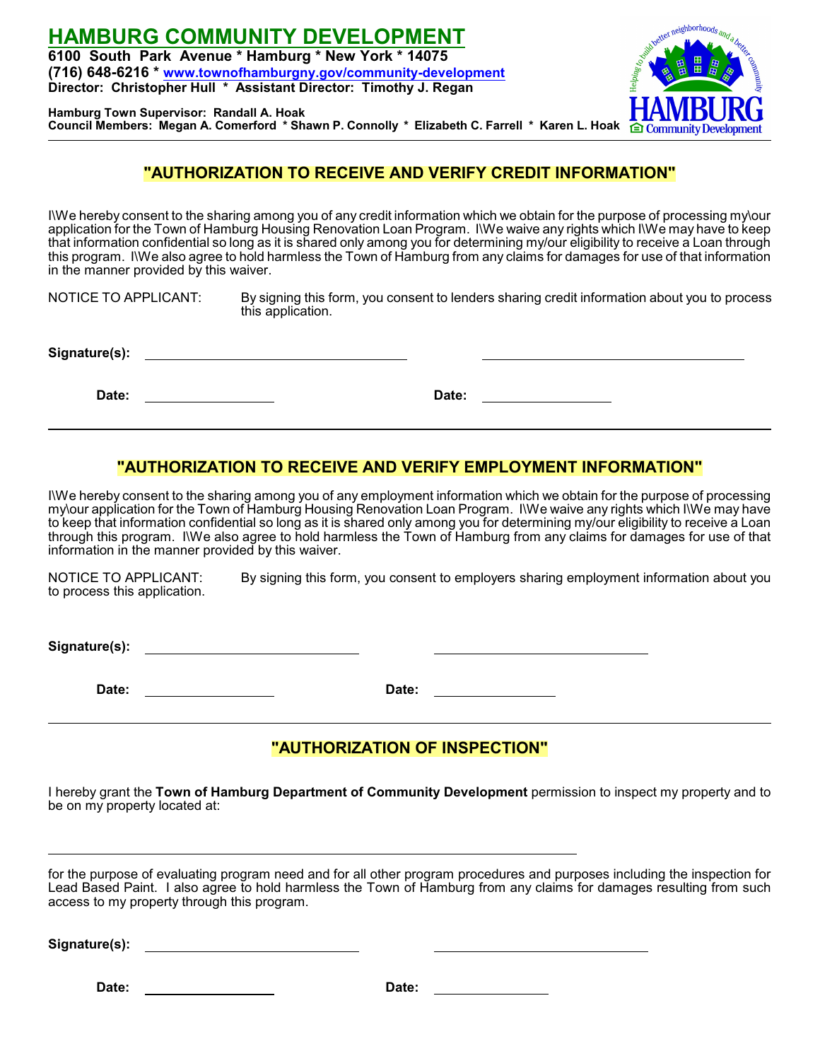# HAMBURG COMMUNITY DEVELOPMENT

**6100 South Park Avenue * Hamburg * New York * 14075**
**(716) 648-6216 * www.townofhamburgny.gov/community-development**
**Director: Christopher Hull * Assistant Director: Timothy J. Regan**

**Hamburg Town Supervisor: Randall A. Hoak**
**Council Members: Megan A. Comerford * Shawn P. Connolly * Elizabeth C. Farrell * Karen L. Hoak**

---

## "AUTHORIZATION TO RECEIVE AND VERIFY CREDIT INFORMATION"

I\We hereby consent to the sharing among you of any credit information which we obtain for the purpose of processing my\our application for the Town of Hamburg Housing Renovation Loan Program. I\We waive any rights which I\We may have to keep that information confidential so long as it is shared only among you for determining my/our eligibility to receive a Loan through this program. I\We also agree to hold harmless the Town of Hamburg from any claims for damages for use of that information in the manner provided by this waiver.

NOTICE TO APPLICANT: By signing this form, you consent to lenders sharing credit information about you to process this application.

**Signature(s):** ______________________________ ______________________________

**Date:** ________________ **Date:** ________________

---

## "AUTHORIZATION TO RECEIVE AND VERIFY EMPLOYMENT INFORMATION"

I\We hereby consent to the sharing among you of any employment information which we obtain for the purpose of processing my\our application for the Town of Hamburg Housing Renovation Loan Program. I\We waive any rights which I\We may have to keep that information confidential so long as it is shared only among you for determining my/our eligibility to receive a Loan through this program. I\We also agree to hold harmless the Town of Hamburg from any claims for damages for use of that information in the manner provided by this waiver.

NOTICE TO APPLICANT: By signing this form, you consent to employers sharing employment information about you to process this application.

**Signature(s):** ______________________________ ______________________________

**Date:** ________________ **Date:** ________________

---

## "AUTHORIZATION OF INSPECTION"

I hereby grant the **Town of Hamburg Department of Community Development** permission to inspect my property and to be on my property located at:

______________________________________________________________

for the purpose of evaluating program need and for all other program procedures and purposes including the inspection for Lead Based Paint. I also agree to hold harmless the Town of Hamburg from any claims for damages resulting from such access to my property through this program.

**Signature(s):** ______________________________ ______________________________

**Date:** ________________ **Date:** ________________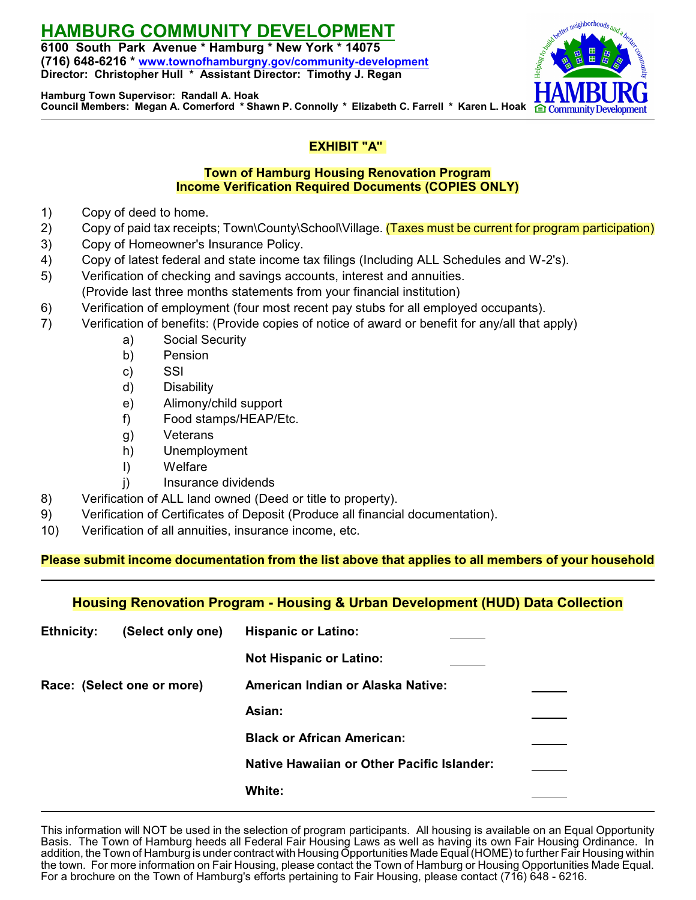# HAMBURG COMMUNITY DEVELOPMENT

**6100 South Park Avenue * Hamburg * New York * 14075**
**(716) 648-6216 * www.townofhamburgny.gov/community-development**
**Director: Christopher Hull * Assistant Director: Timothy J. Regan**

**Hamburg Town Supervisor: Randall A. Hoak**
**Council Members: Megan A. Comerford * Shawn P. Connolly * Elizabeth C. Farrell * Karen L. Hoak**

Helping to build better neighborhoods and a better community
HAMBURG
Community Development

## EXHIBIT "A"

### Town of Hamburg Housing Renovation Program
### Income Verification Required Documents (COPIES ONLY)

1) Copy of deed to home.
2) Copy of paid tax receipts; Town\County\School\Village. (Taxes must be current for program participation)
3) Copy of Homeowner's Insurance Policy.
4) Copy of latest federal and state income tax filings (Including ALL Schedules and W-2's).
5) Verification of checking and savings accounts, interest and annuities.
   (Provide last three months statements from your financial institution)
6) Verification of employment (four most recent pay stubs for all employed occupants).
7) Verification of benefits: (Provide copies of notice of award or benefit for any/all that apply)
   - a) Social Security
   - b) Pension
   - c) SSI
   - d) Disability
   - e) Alimony/child support
   - f) Food stamps/HEAP/Etc.
   - g) Veterans
   - h) Unemployment
   - I) Welfare
   - j) Insurance dividends
8) Verification of ALL land owned (Deed or title to property).
9) Verification of Certificates of Deposit (Produce all financial documentation).
10) Verification of all annuities, insurance income, etc.

**Please submit income documentation from the list above that applies to all members of your household**

---

### Housing Renovation Program - Housing & Urban Development (HUD) Data Collection

**Ethnicity: (Select only one)**

**Hispanic or Latino:** _____

**Not Hispanic or Latino:** _____

**Race: (Select one or more)**

**American Indian or Alaska Native:** _____

**Asian:** _____

**Black or African American:** _____

**Native Hawaiian or Other Pacific Islander:** _____

**White:** _____

---

This information will NOT be used in the selection of program participants. All housing is available on an Equal Opportunity Basis. The Town of Hamburg heeds all Federal Fair Housing Laws as well as having its own Fair Housing Ordinance. In addition, the Town of Hamburg is under contract with Housing Opportunities Made Equal (HOME) to further Fair Housing within the town. For more information on Fair Housing, please contact the Town of Hamburg or Housing Opportunities Made Equal. For a brochure on the Town of Hamburg's efforts pertaining to Fair Housing, please contact (716) 648 - 6216.